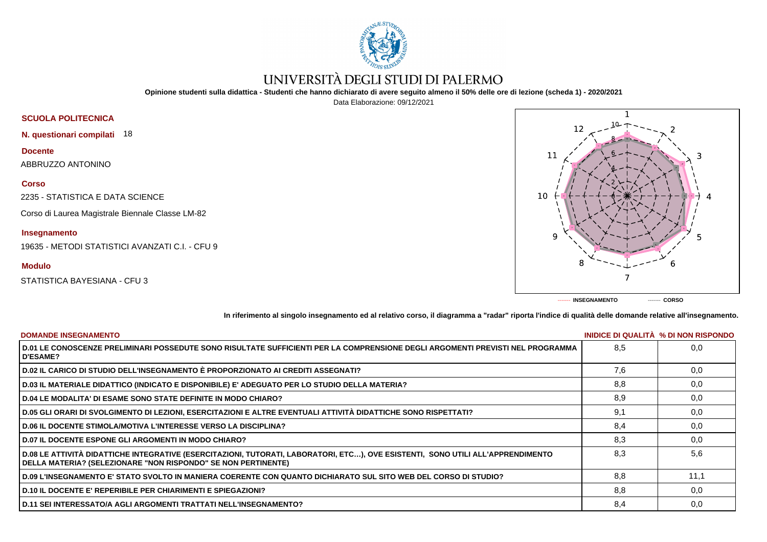# UNIVERSITÀ DEGLI STUDI DI PALERMO

**Opinione studenti sulla didattica - Studenti che hanno dichiarato di avere seguito almeno il 50% delle ore di lezione (scheda 1) - 2020/2021**

Data Elaborazione: 09/12/2021

**SCUOLA POLITECNICA**

**N. questionari compilati** 18

**Docente**

ABBRUZZO ANTONINO

**Corso**

2235 - STATISTICA E DATA SCIENCE

Corso di Laurea Magistrale Biennale Classe LM-82

**Insegnamento**

19635 - METODI STATISTICI AVANZATI C.I. - CFU 9

**Modulo**

STATISTICA BAYESIANA - CFU 3

------- INSEGNAMENTO ------- CORSO

**In riferimento al singolo insegnamento ed al relativo corso, il diagramma a "radar" riporta l'indice di qualità delle domande relative all'insegnamento.**

| DOMANDE INSEGNAMENTO | INIDICE DI QUALITÀ | % DI NON RISPONDO |
|---|---|---|
| D.01 LE CONOSCENZE PRELIMINARI POSSEDUTE SONO RISULTATE SUFFICIENTI PER LA COMPRENSIONE DEGLI ARGOMENTI PREVISTI NEL PROGRAMMA D'ESAME? | 8,5 | 0,0 |
| D.02 IL CARICO DI STUDIO DELL'INSEGNAMENTO È PROPORZIONATO AI CREDITI ASSEGNATI? | 7,6 | 0,0 |
| D.03 IL MATERIALE DIDATTICO (INDICATO E DISPONIBILE) E' ADEGUATO PER LO STUDIO DELLA MATERIA? | 8,8 | 0,0 |
| D.04 LE MODALITA' DI ESAME SONO STATE DEFINITE IN MODO CHIARO? | 8,9 | 0,0 |
| D.05 GLI ORARI DI SVOLGIMENTO DI LEZIONI, ESERCITAZIONI E ALTRE EVENTUALI ATTIVITÀ DIDATTICHE SONO RISPETTATI? | 9,1 | 0,0 |
| D.06 IL DOCENTE STIMOLA/MOTIVA L'INTERESSE VERSO LA DISCIPLINA? | 8,4 | 0,0 |
| D.07 IL DOCENTE ESPONE GLI ARGOMENTI IN MODO CHIARO? | 8,3 | 0,0 |
| D.08 LE ATTIVITÀ DIDATTICHE INTEGRATIVE (ESERCITAZIONI, TUTORATI, LABORATORI, ETC…), OVE ESISTENTI, SONO UTILI ALL'APPRENDIMENTO DELLA MATERIA? (SELEZIONARE "NON RISPONDO" SE NON PERTINENTE) | 8,3 | 5,6 |
| D.09 L'INSEGNAMENTO E' STATO SVOLTO IN MANIERA COERENTE CON QUANTO DICHIARATO SUL SITO WEB DEL CORSO DI STUDIO? | 8,8 | 11,1 |
| D.10 IL DOCENTE E' REPERIBILE PER CHIARIMENTI E SPIEGAZIONI? | 8,8 | 0,0 |
| D.11 SEI INTERESSATO/A AGLI ARGOMENTI TRATTATI NELL'INSEGNAMENTO? | 8,4 | 0,0 |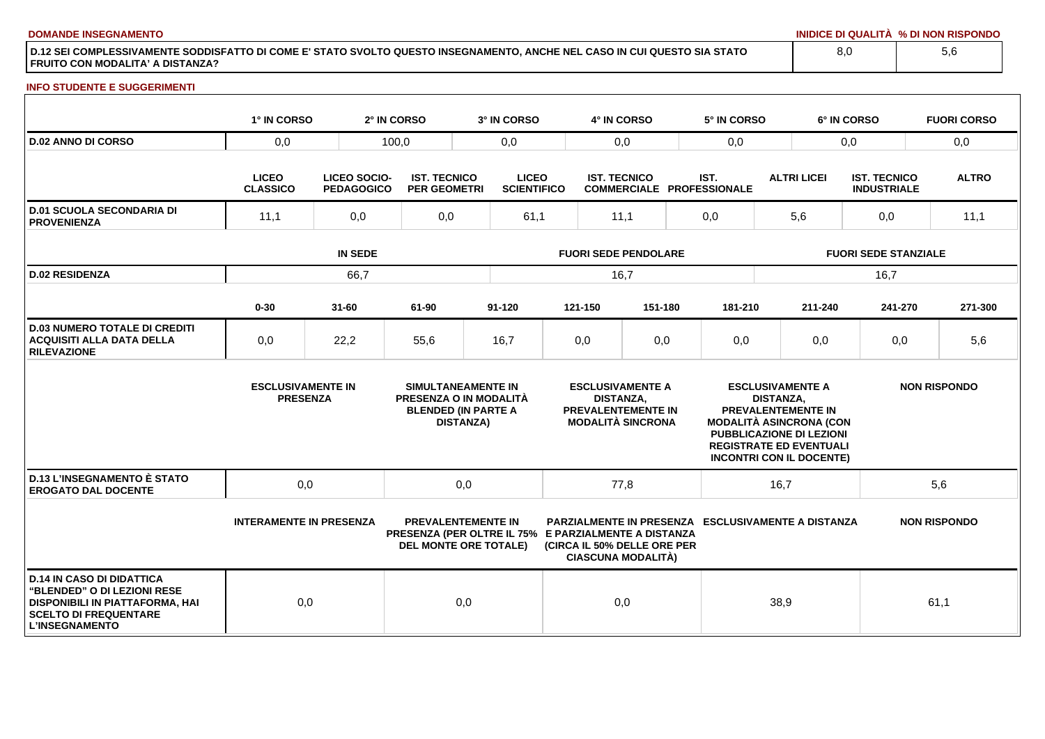**DOMANDE INSEGNAMENTO**

| | INIDICE DI QUALITÀ | % DI NON RISPONDO |
|---|---|---|
| D.12 SEI COMPLESSIVAMENTE SODDISFATTO DI COME E' STATO SVOLTO QUESTO INSEGNAMENTO, ANCHE NEL CASO IN CUI QUESTO SIA STATO FRUITO CON MODALITA' A DISTANZA? | 8,0 | 5,6 |

**INFO STUDENTE E SUGGERIMENTI**

| | 1° IN CORSO | 2° IN CORSO | 3° IN CORSO | 4° IN CORSO | 5° IN CORSO | 6° IN CORSO | FUORI CORSO |
|---|---|---|---|---|---|---|---|
| D.02 ANNO DI CORSO | 0,0 | 100,0 | 0,0 | 0,0 | 0,0 | 0,0 | 0,0 |

| | LICEO CLASSICO | LICEO SOCIO-PEDAGOGICO | IST. TECNICO PER GEOMETRI | LICEO SCIENTIFICO | IST. TECNICO COMMERCIALE | IST. PROFESSIONALE | ALTRI LICEI | IST. TECNICO INDUSTRIALE | ALTRO |
|---|---|---|---|---|---|---|---|---|---|
| D.01 SCUOLA SECONDARIA DI PROVENIENZA | 11,1 | 0,0 | 0,0 | 61,1 | 11,1 | 0,0 | 5,6 | 0,0 | 11,1 |

| | IN SEDE | FUORI SEDE PENDOLARE | FUORI SEDE STANZIALE |
|---|---|---|---|
| D.02 RESIDENZA | 66,7 | 16,7 | 16,7 |

| | 0-30 | 31-60 | 61-90 | 91-120 | 121-150 | 151-180 | 181-210 | 211-240 | 241-270 | 271-300 |
|---|---|---|---|---|---|---|---|---|---|---|
| D.03 NUMERO TOTALE DI CREDITI ACQUISITI ALLA DATA DELLA RILEVAZIONE | 0,0 | 22,2 | 55,6 | 16,7 | 0,0 | 0,0 | 0,0 | 0,0 | 0,0 | 5,6 |

| | ESCLUSIVAMENTE IN PRESENZA | SIMULTANEAMENTE IN PRESENZA O IN MODALITÀ BLENDED (IN PARTE A DISTANZA) | ESCLUSIVAMENTE A DISTANZA, PREVALENTEMENTE IN MODALITÀ SINCRONA | ESCLUSIVAMENTE A DISTANZA, PREVALENTEMENTE IN MODALITÀ ASINCRONA (CON PUBBLICAZIONE DI LEZIONI REGISTRATE ED EVENTUALI INCONTRI CON IL DOCENTE) | NON RISPONDO |
|---|---|---|---|---|---|
| D.13 L'INSEGNAMENTO È STATO EROGATO DAL DOCENTE | 0,0 | 0,0 | 77,8 | 16,7 | 5,6 |

| | INTERAMENTE IN PRESENZA | PREVALENTEMENTE IN PRESENZA (PER OLTRE IL 75% DEL MONTE ORE TOTALE) | PARZIALMENTE IN PRESENZA E PARZIALMENTE A DISTANZA (CIRCA IL 50% DELLE ORE PER CIASCUNA MODALITÀ) | ESCLUSIVAMENTE A DISTANZA | NON RISPONDO |
|---|---|---|---|---|---|
| D.14 IN CASO DI DIDATTICA "BLENDED" O DI LEZIONI RESE DISPONIBILI IN PIATTAFORMA, HAI SCELTO DI FREQUENTARE L'INSEGNAMENTO | 0,0 | 0,0 | 0,0 | 38,9 | 61,1 |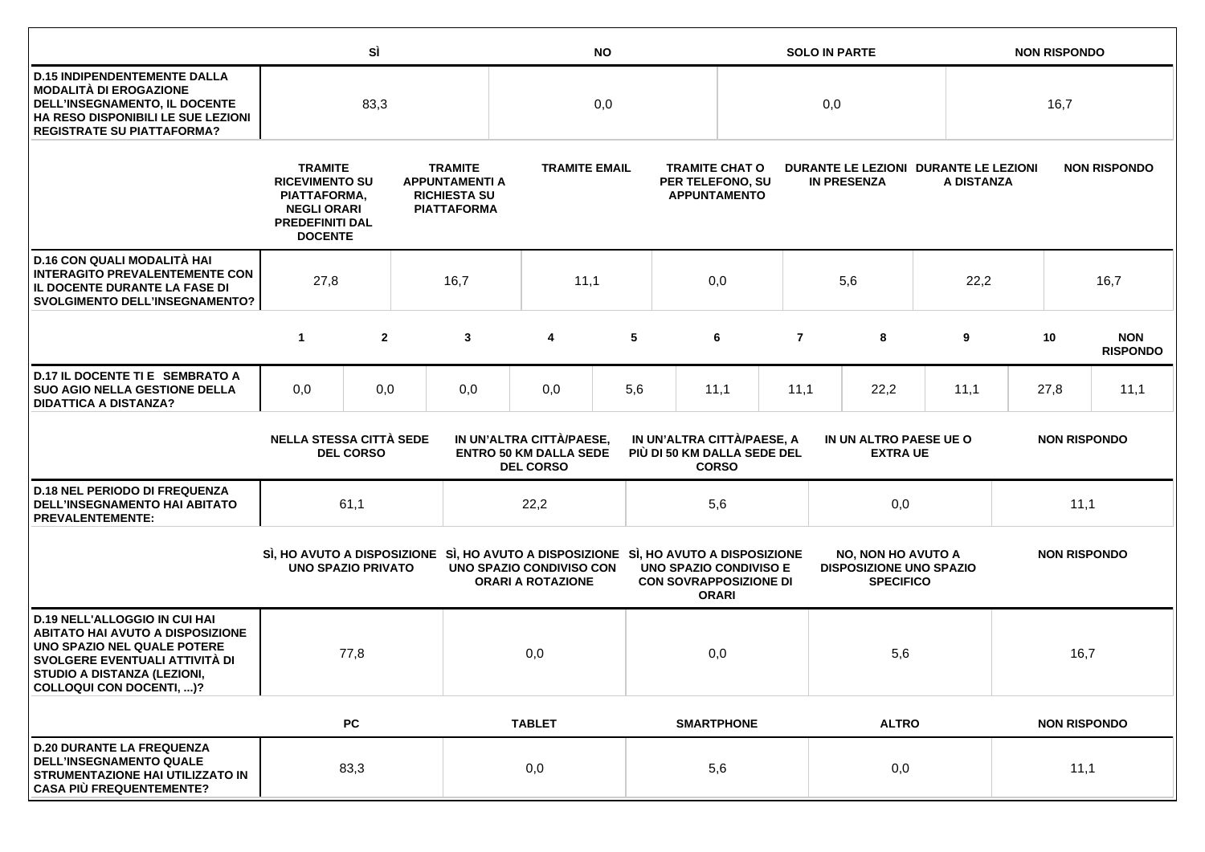| | SÌ | NO | SOLO IN PARTE | NON RISPONDO |
|---|---|---|---|---|
| **D.15 INDIPENDENTEMENTE DALLA MODALITÀ DI EROGAZIONE DELL'INSEGNAMENTO, IL DOCENTE HA RESO DISPONIBILI LE SUE LEZIONI REGISTRATE SU PIATTAFORMA?** | 83,3 | 0,0 | 0,0 | 16,7 |

| | TRAMITE RICEVIMENTO SU PIATTAFORMA, NEGLI ORARI PREDEFINITI DAL DOCENTE | TRAMITE APPUNTAMENTI A RICHIESTA SU PIATTAFORMA | TRAMITE EMAIL | TRAMITE CHAT O PER TELEFONO, SU APPUNTAMENTO | DURANTE LE LEZIONI IN PRESENZA | DURANTE LE LEZIONI A DISTANZA | NON RISPONDO |
|---|---|---|---|---|---|---|---|
| **D.16 CON QUALI MODALITÀ HAI INTERAGITO PREVALENTEMENTE CON IL DOCENTE DURANTE LA FASE DI SVOLGIMENTO DELL'INSEGNAMENTO?** | 27,8 | 16,7 | 11,1 | 0,0 | 5,6 | 22,2 | 16,7 |

| | 1 | 2 | 3 | 4 | 5 | 6 | 7 | 8 | 9 | 10 | NON RISPONDO |
|---|---|---|---|---|---|---|---|---|---|---|---|
| **D.17 IL DOCENTE TI E SEMBRATO A SUO AGIO NELLA GESTIONE DELLA DIDATTICA A DISTANZA?** | 0,0 | 0,0 | 0,0 | 0,0 | 5,6 | 11,1 | 11,1 | 22,2 | 11,1 | 27,8 | 11,1 |

| | NELLA STESSA CITTÀ SEDE DEL CORSO | IN UN'ALTRA CITTÀ/PAESE, ENTRO 50 KM DALLA SEDE DEL CORSO | IN UN'ALTRA CITTÀ/PAESE, A PIÙ DI 50 KM DALLA SEDE DEL CORSO | IN UN ALTRO PAESE UE O EXTRA UE | NON RISPONDO |
|---|---|---|---|---|---|
| **D.18 NEL PERIODO DI FREQUENZA DELL'INSEGNAMENTO HAI ABITATO PREVALENTEMENTE:** | 61,1 | 22,2 | 5,6 | 0,0 | 11,1 |

| | SÌ, HO AVUTO A DISPOSIZIONE UNO SPAZIO PRIVATO | SÌ, HO AVUTO A DISPOSIZIONE UNO SPAZIO CONDIVISO CON ORARI A ROTAZIONE | SÌ, HO AVUTO A DISPOSIZIONE UNO SPAZIO CONDIVISO E CON SOVRAPPOSIZIONE DI ORARI | NO, NON HO AVUTO A DISPOSIZIONE UNO SPAZIO SPECIFICO | NON RISPONDO |
|---|---|---|---|---|---|
| **D.19 NELL'ALLOGGIO IN CUI HAI ABITATO HAI AVUTO A DISPOSIZIONE UNO SPAZIO NEL QUALE POTERE SVOLGERE EVENTUALI ATTIVITÀ DI STUDIO A DISTANZA (LEZIONI, COLLOQUI CON DOCENTI, ...)?** | 77,8 | 0,0 | 0,0 | 5,6 | 16,7 |

| | PC | TABLET | SMARTPHONE | ALTRO | NON RISPONDO |
|---|---|---|---|---|---|
| **D.20 DURANTE LA FREQUENZA DELL'INSEGNAMENTO QUALE STRUMENTAZIONE HAI UTILIZZATO IN CASA PIÙ FREQUENTEMENTE?** | 83,3 | 0,0 | 5,6 | 0,0 | 11,1 |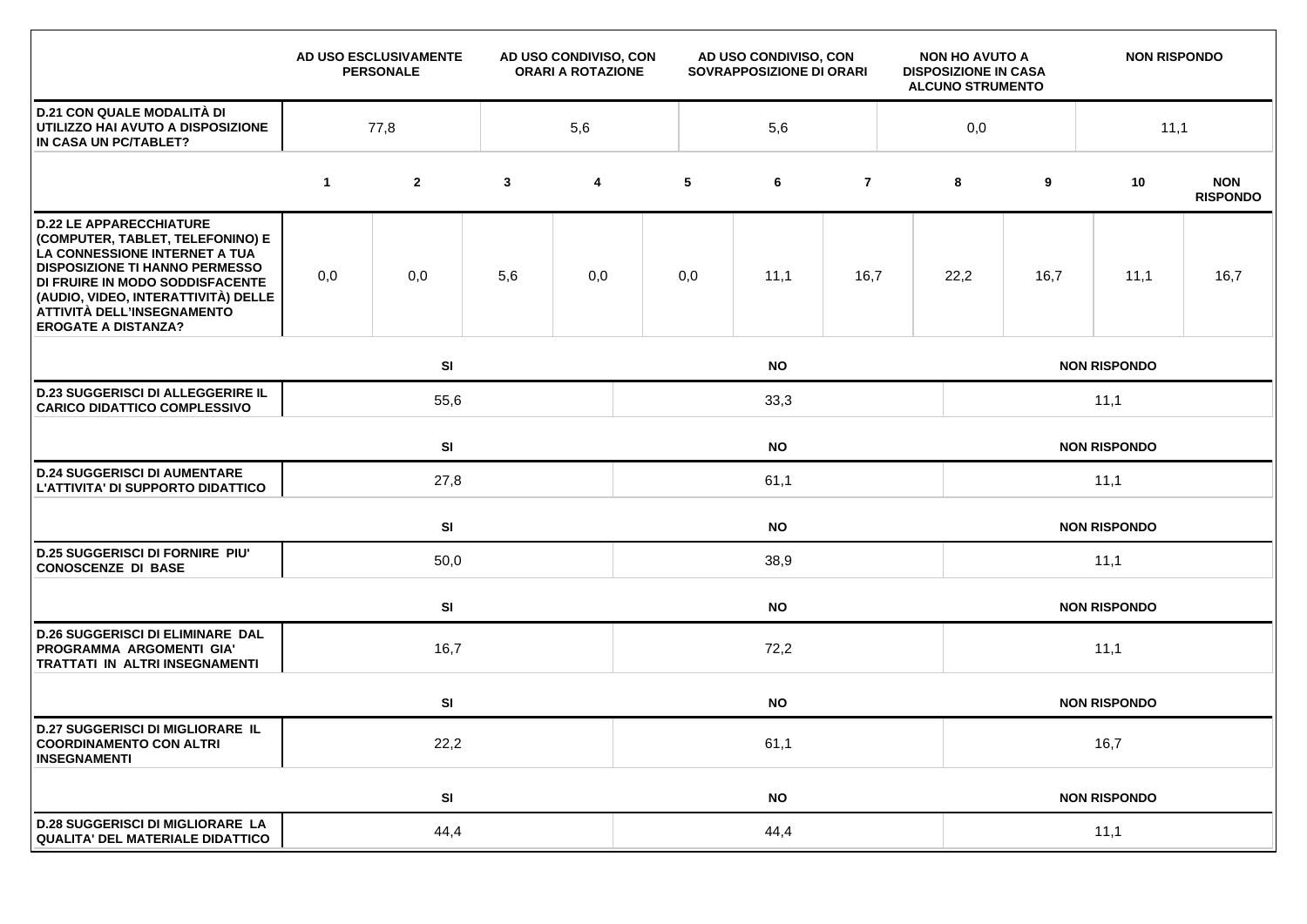| | AD USO ESCLUSIVAMENTE PERSONALE | AD USO CONDIVISO, CON ORARI A ROTAZIONE | AD USO CONDIVISO, CON SOVRAPPOSIZIONE DI ORARI | NON HO AVUTO A DISPOSIZIONE IN CASA ALCUNO STRUMENTO | NON RISPONDO |
|---|---|---|---|---|---|
| **D.21 CON QUALE MODALITÀ DI UTILIZZO HAI AVUTO A DISPOSIZIONE IN CASA UN PC/TABLET?** | 77,8 | 5,6 | 5,6 | 0,0 | 11,1 |

| | 1 | 2 | 3 | 4 | 5 | 6 | 7 | 8 | 9 | 10 | NON RISPONDO |
|---|---|---|---|---|---|---|---|---|---|---|---|
| **D.22 LE APPARECCHIATURE (COMPUTER, TABLET, TELEFONINO) E LA CONNESSIONE INTERNET A TUA DISPOSIZIONE TI HANNO PERMESSO DI FRUIRE IN MODO SODDISFACENTE (AUDIO, VIDEO, INTERATTIVITÀ) DELLE ATTIVITÀ DELL'INSEGNAMENTO EROGATE A DISTANZA?** | 0,0 | 0,0 | 5,6 | 0,0 | 0,0 | 11,1 | 16,7 | 22,2 | 16,7 | 11,1 | 16,7 |

| | SI | NO | NON RISPONDO |
|---|---|---|---|
| **D.23 SUGGERISCI DI ALLEGGERIRE IL CARICO DIDATTICO COMPLESSIVO** | 55,6 | 33,3 | 11,1 |
| **D.24 SUGGERISCI DI AUMENTARE L'ATTIVITA' DI SUPPORTO DIDATTICO** | 27,8 | 61,1 | 11,1 |
| **D.25 SUGGERISCI DI FORNIRE PIU' CONOSCENZE DI BASE** | 50,0 | 38,9 | 11,1 |
| **D.26 SUGGERISCI DI ELIMINARE DAL PROGRAMMA ARGOMENTI GIA' TRATTATI IN ALTRI INSEGNAMENTI** | 16,7 | 72,2 | 11,1 |
| **D.27 SUGGERISCI DI MIGLIORARE IL COORDINAMENTO CON ALTRI INSEGNAMENTI** | 22,2 | 61,1 | 16,7 |
| **D.28 SUGGERISCI DI MIGLIORARE LA QUALITA' DEL MATERIALE DIDATTICO** | 44,4 | 44,4 | 11,1 |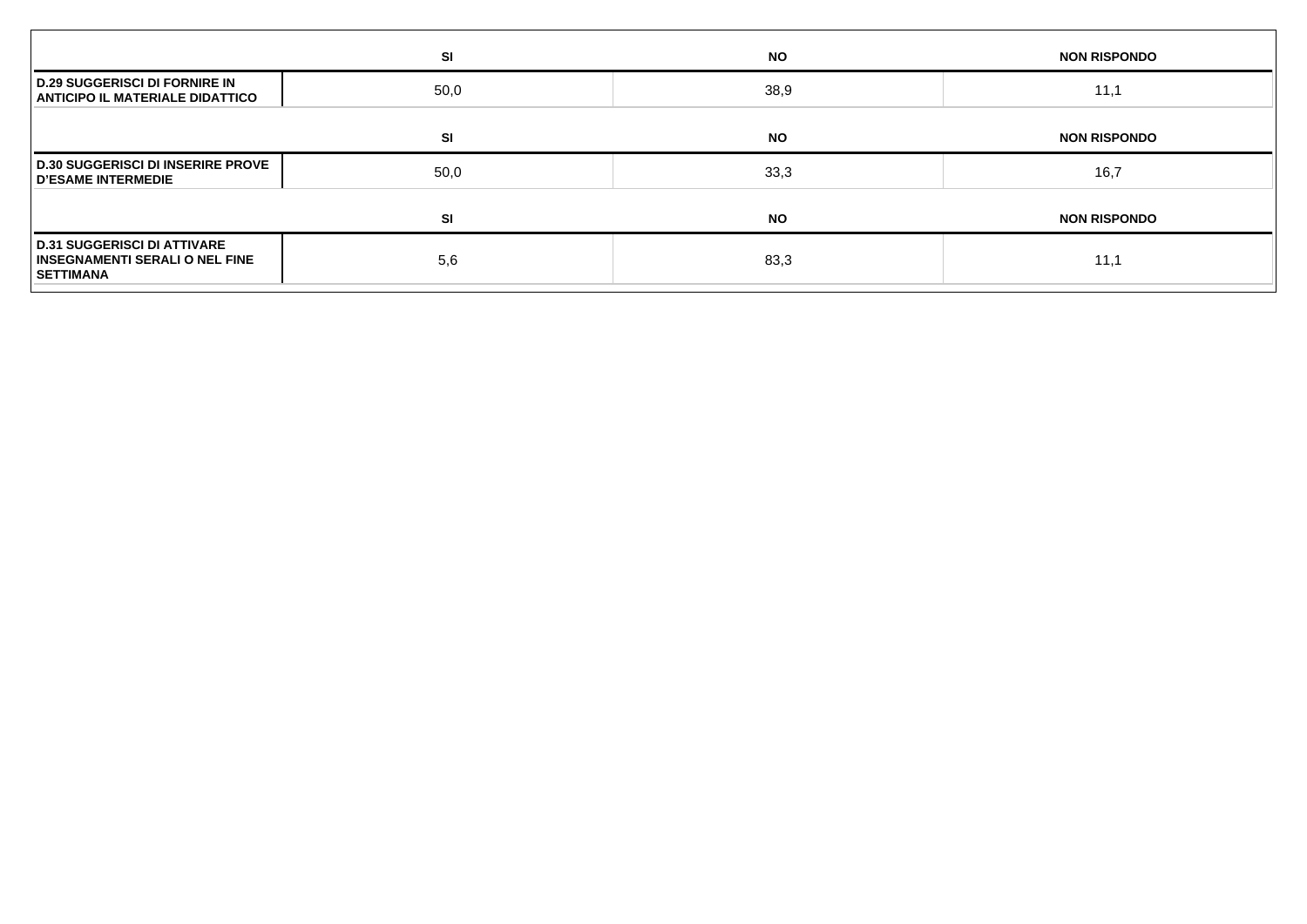| | SI | NO | NON RISPONDO |
|---|---|---|---|
| **D.29 SUGGERISCI DI FORNIRE IN ANTICIPO IL MATERIALE DIDATTICO** | 50,0 | 38,9 | 11,1 |

| | SI | NO | NON RISPONDO |
|---|---|---|---|
| **D.30 SUGGERISCI DI INSERIRE PROVE D'ESAME INTERMEDIE** | 50,0 | 33,3 | 16,7 |

| | SI | NO | NON RISPONDO |
|---|---|---|---|
| **D.31 SUGGERISCI DI ATTIVARE INSEGNAMENTI SERALI O NEL FINE SETTIMANA** | 5,6 | 83,3 | 11,1 |